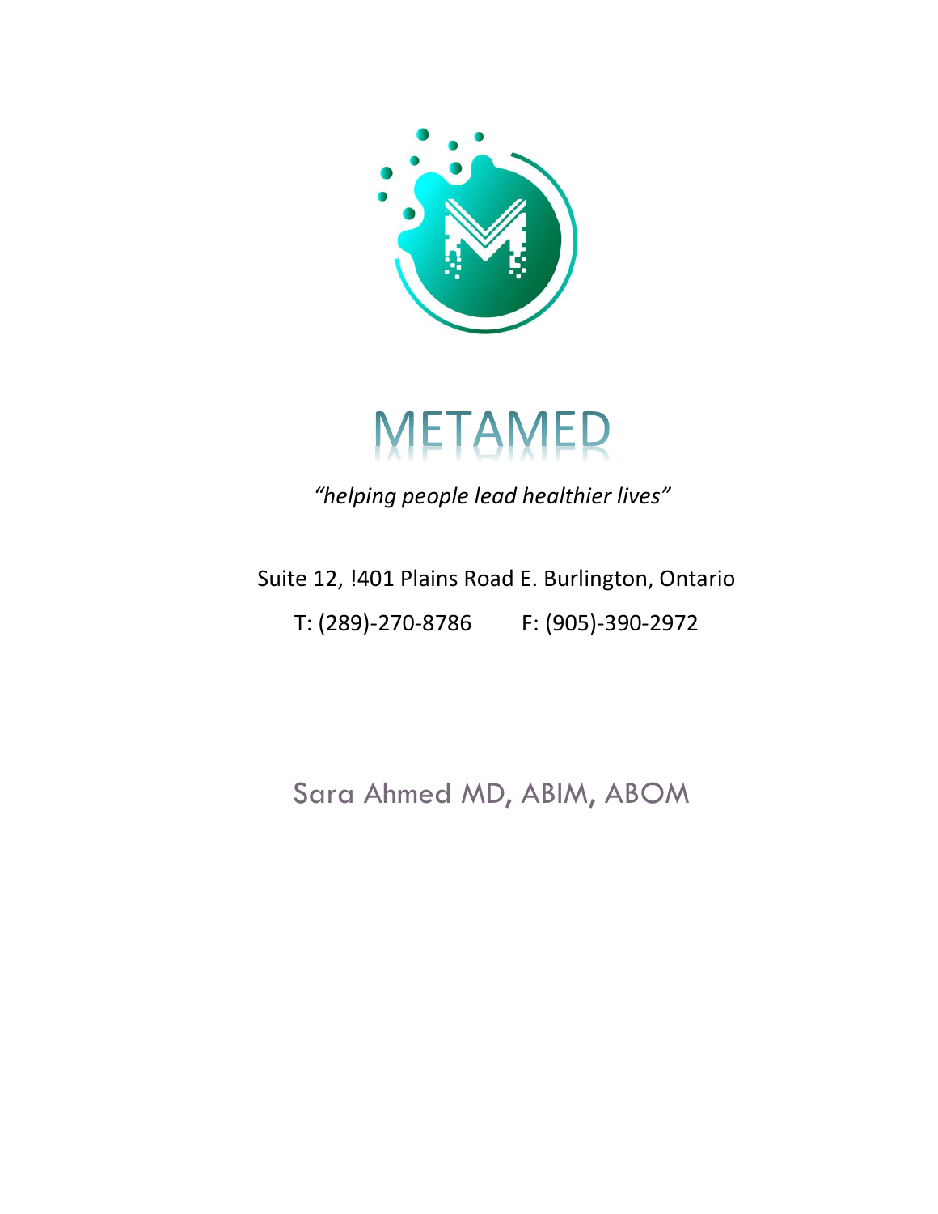# METAMED

*“helping people lead healthier lives”*

Suite 12, !401 Plains Road E. Burlington, Ontario

T: (289)-270-8786    F: (905)-390-2972

Sara Ahmed MD, ABIM, ABOM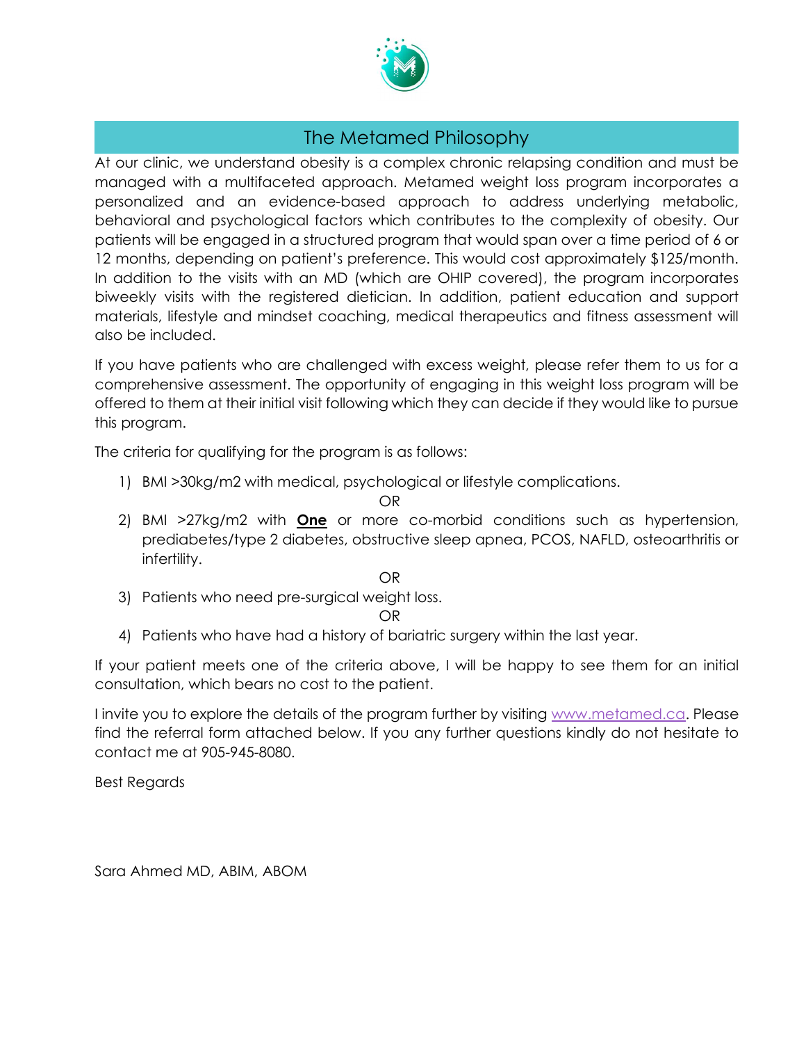## The Metamed Philosophy

At our clinic, we understand obesity is a complex chronic relapsing condition and must be managed with a multifaceted approach. Metamed weight loss program incorporates a personalized and an evidence-based approach to address underlying metabolic, behavioral and psychological factors which contributes to the complexity of obesity. Our patients will be engaged in a structured program that would span over a time period of 6 or 12 months, depending on patient's preference. This would cost approximately $125/month. In addition to the visits with an MD (which are OHIP covered), the program incorporates biweekly visits with the registered dietician. In addition, patient education and support materials, lifestyle and mindset coaching, medical therapeutics and fitness assessment will also be included.

If you have patients who are challenged with excess weight, please refer them to us for a comprehensive assessment. The opportunity of engaging in this weight loss program will be offered to them at their initial visit following which they can decide if they would like to pursue this program.

The criteria for qualifying for the program is as follows:

1) BMI >30kg/m2 with medical, psychological or lifestyle complications.

OR

2) BMI >27kg/m2 with **One** or more co-morbid conditions such as hypertension, prediabetes/type 2 diabetes, obstructive sleep apnea, PCOS, NAFLD, osteoarthritis or infertility.

OR

3) Patients who need pre-surgical weight loss.

OR

4) Patients who have had a history of bariatric surgery within the last year.

If your patient meets one of the criteria above, I will be happy to see them for an initial consultation, which bears no cost to the patient.

I invite you to explore the details of the program further by visiting www.metamed.ca. Please find the referral form attached below. If you any further questions kindly do not hesitate to contact me at 905-945-8080.

Best Regards

Sara Ahmed MD, ABIM, ABOM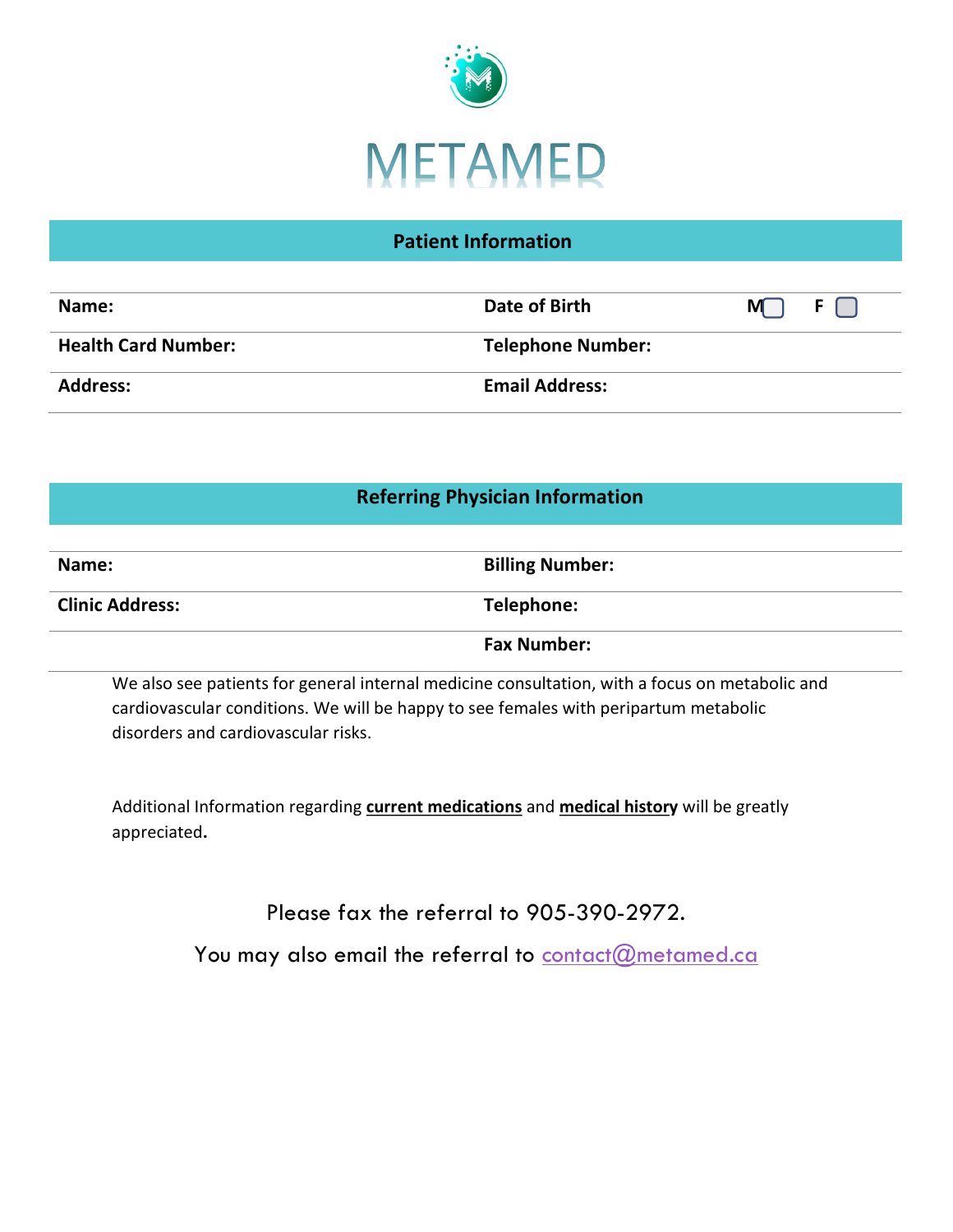# METAMED

## Patient Information

| | |
|---|---|
| **Name:** | **Date of Birth** M ☐ F ☐ |
| **Health Card Number:** | **Telephone Number:** |
| **Address:** | **Email Address:** |

## Referring Physician Information

| | |
|---|---|
| **Name:** | **Billing Number:** |
| **Clinic Address:** | **Telephone:** |
| | **Fax Number:** |

We also see patients for general internal medicine consultation, with a focus on metabolic and cardiovascular conditions. We will be happy to see females with peripartum metabolic disorders and cardiovascular risks.

Additional Information regarding **current medications** and **medical history** will be greatly appreciated**.**

Please fax the referral to 905-390-2972.

You may also email the referral to contact@metamed.ca